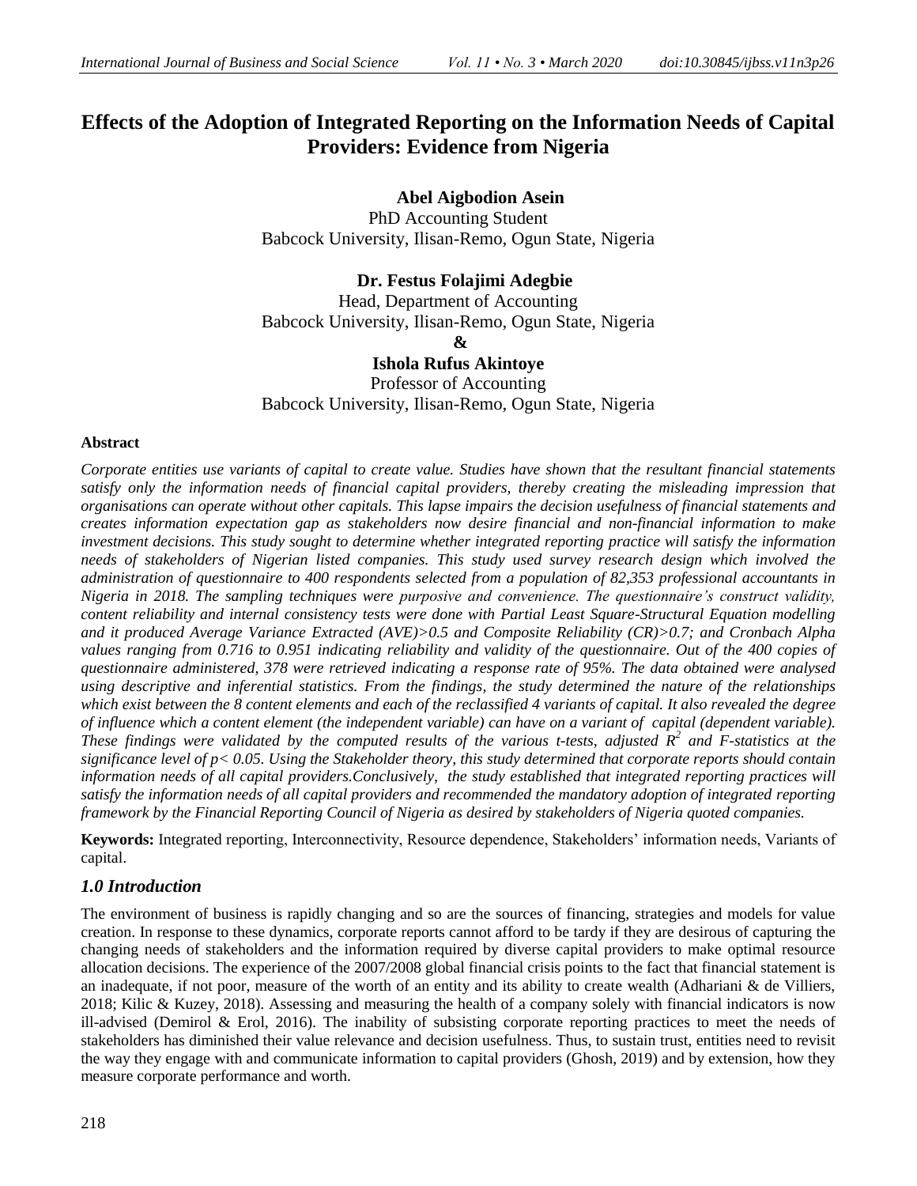# Effects of the Adoption of Integrated Reporting on the Information Needs of Capital Providers: Evidence from Nigeria

**Abel Aigbodion Asein**
PhD Accounting Student
Babcock University, Ilisan-Remo, Ogun State, Nigeria

**Dr. Festus Folajimi Adegbie**
Head, Department of Accounting
Babcock University, Ilisan-Remo, Ogun State, Nigeria
**&**
**Ishola Rufus Akintoye**
Professor of Accounting
Babcock University, Ilisan-Remo, Ogun State, Nigeria

**Abstract**

*Corporate entities use variants of capital to create value. Studies have shown that the resultant financial statements satisfy only the information needs of financial capital providers, thereby creating the misleading impression that organisations can operate without other capitals. This lapse impairs the decision usefulness of financial statements and creates information expectation gap as stakeholders now desire financial and non-financial information to make investment decisions. This study sought to determine whether integrated reporting practice will satisfy the information needs of stakeholders of Nigerian listed companies. This study used survey research design which involved the administration of questionnaire to 400 respondents selected from a population of 82,353 professional accountants in Nigeria in 2018. The sampling techniques were purposive and convenience. The questionnaire's construct validity, content reliability and internal consistency tests were done with Partial Least Square-Structural Equation modelling and it produced Average Variance Extracted (AVE)>0.5 and Composite Reliability (CR)>0.7; and Cronbach Alpha values ranging from 0.716 to 0.951 indicating reliability and validity of the questionnaire. Out of the 400 copies of questionnaire administered, 378 were retrieved indicating a response rate of 95%. The data obtained were analysed using descriptive and inferential statistics. From the findings, the study determined the nature of the relationships which exist between the 8 content elements and each of the reclassified 4 variants of capital. It also revealed the degree of influence which a content element (the independent variable) can have on a variant of capital (dependent variable). These findings were validated by the computed results of the various t-tests, adjusted $R^2$ and F-statistics at the significance level of $p< 0.05$. Using the Stakeholder theory, this study determined that corporate reports should contain information needs of all capital providers.Conclusively, the study established that integrated reporting practices will satisfy the information needs of all capital providers and recommended the mandatory adoption of integrated reporting framework by the Financial Reporting Council of Nigeria as desired by stakeholders of Nigeria quoted companies.*

**Keywords:** Integrated reporting, Interconnectivity, Resource dependence, Stakeholders' information needs, Variants of capital.

## *1.0 Introduction*

The environment of business is rapidly changing and so are the sources of financing, strategies and models for value creation. In response to these dynamics, corporate reports cannot afford to be tardy if they are desirous of capturing the changing needs of stakeholders and the information required by diverse capital providers to make optimal resource allocation decisions. The experience of the 2007/2008 global financial crisis points to the fact that financial statement is an inadequate, if not poor, measure of the worth of an entity and its ability to create wealth (Adhariani & de Villiers, 2018; Kilic & Kuzey, 2018). Assessing and measuring the health of a company solely with financial indicators is now ill-advised (Demirol & Erol, 2016). The inability of subsisting corporate reporting practices to meet the needs of stakeholders has diminished their value relevance and decision usefulness. Thus, to sustain trust, entities need to revisit the way they engage with and communicate information to capital providers (Ghosh, 2019) and by extension, how they measure corporate performance and worth.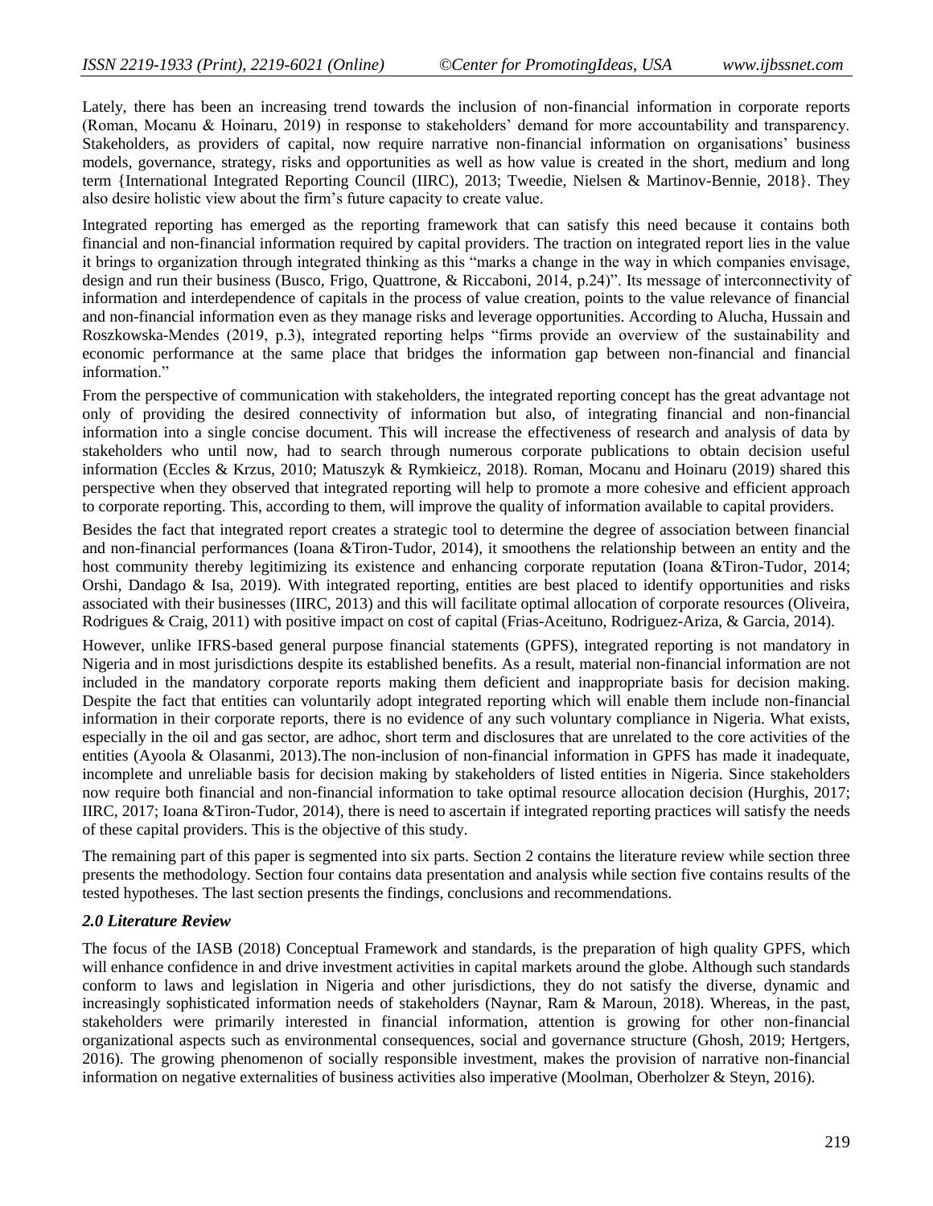Lately, there has been an increasing trend towards the inclusion of non-financial information in corporate reports (Roman, Mocanu & Hoinaru, 2019) in response to stakeholders' demand for more accountability and transparency. Stakeholders, as providers of capital, now require narrative non-financial information on organisations' business models, governance, strategy, risks and opportunities as well as how value is created in the short, medium and long term {International Integrated Reporting Council (IIRC), 2013; Tweedie, Nielsen & Martinov-Bennie, 2018}. They also desire holistic view about the firm's future capacity to create value.

Integrated reporting has emerged as the reporting framework that can satisfy this need because it contains both financial and non-financial information required by capital providers. The traction on integrated report lies in the value it brings to organization through integrated thinking as this "marks a change in the way in which companies envisage, design and run their business (Busco, Frigo, Quattrone, & Riccaboni, 2014, p.24)". Its message of interconnectivity of information and interdependence of capitals in the process of value creation, points to the value relevance of financial and non-financial information even as they manage risks and leverage opportunities. According to Alucha, Hussain and Roszkowska-Mendes (2019, p.3), integrated reporting helps "firms provide an overview of the sustainability and economic performance at the same place that bridges the information gap between non-financial and financial information."

From the perspective of communication with stakeholders, the integrated reporting concept has the great advantage not only of providing the desired connectivity of information but also, of integrating financial and non-financial information into a single concise document. This will increase the effectiveness of research and analysis of data by stakeholders who until now, had to search through numerous corporate publications to obtain decision useful information (Eccles & Krzus, 2010; Matuszyk & Rymkieicz, 2018). Roman, Mocanu and Hoinaru (2019) shared this perspective when they observed that integrated reporting will help to promote a more cohesive and efficient approach to corporate reporting. This, according to them, will improve the quality of information available to capital providers.

Besides the fact that integrated report creates a strategic tool to determine the degree of association between financial and non-financial performances (Ioana &Tiron-Tudor, 2014), it smoothens the relationship between an entity and the host community thereby legitimizing its existence and enhancing corporate reputation (Ioana &Tiron-Tudor, 2014; Orshi, Dandago & Isa, 2019). With integrated reporting, entities are best placed to identify opportunities and risks associated with their businesses (IIRC, 2013) and this will facilitate optimal allocation of corporate resources (Oliveira, Rodrigues & Craig, 2011) with positive impact on cost of capital (Frias-Aceituno, Rodriguez-Ariza, & Garcia, 2014).

However, unlike IFRS-based general purpose financial statements (GPFS), integrated reporting is not mandatory in Nigeria and in most jurisdictions despite its established benefits. As a result, material non-financial information are not included in the mandatory corporate reports making them deficient and inappropriate basis for decision making. Despite the fact that entities can voluntarily adopt integrated reporting which will enable them include non-financial information in their corporate reports, there is no evidence of any such voluntary compliance in Nigeria. What exists, especially in the oil and gas sector, are adhoc, short term and disclosures that are unrelated to the core activities of the entities (Ayoola & Olasanmi, 2013).The non-inclusion of non-financial information in GPFS has made it inadequate, incomplete and unreliable basis for decision making by stakeholders of listed entities in Nigeria. Since stakeholders now require both financial and non-financial information to take optimal resource allocation decision (Hurghis, 2017; IIRC, 2017; Ioana &Tiron-Tudor, 2014), there is need to ascertain if integrated reporting practices will satisfy the needs of these capital providers. This is the objective of this study.

The remaining part of this paper is segmented into six parts. Section 2 contains the literature review while section three presents the methodology. Section four contains data presentation and analysis while section five contains results of the tested hypotheses. The last section presents the findings, conclusions and recommendations.

## *2.0 Literature Review*

The focus of the IASB (2018) Conceptual Framework and standards, is the preparation of high quality GPFS, which will enhance confidence in and drive investment activities in capital markets around the globe. Although such standards conform to laws and legislation in Nigeria and other jurisdictions, they do not satisfy the diverse, dynamic and increasingly sophisticated information needs of stakeholders (Naynar, Ram & Maroun, 2018). Whereas, in the past, stakeholders were primarily interested in financial information, attention is growing for other non-financial organizational aspects such as environmental consequences, social and governance structure (Ghosh, 2019; Hertgers, 2016). The growing phenomenon of socially responsible investment, makes the provision of narrative non-financial information on negative externalities of business activities also imperative (Moolman, Oberholzer & Steyn, 2016).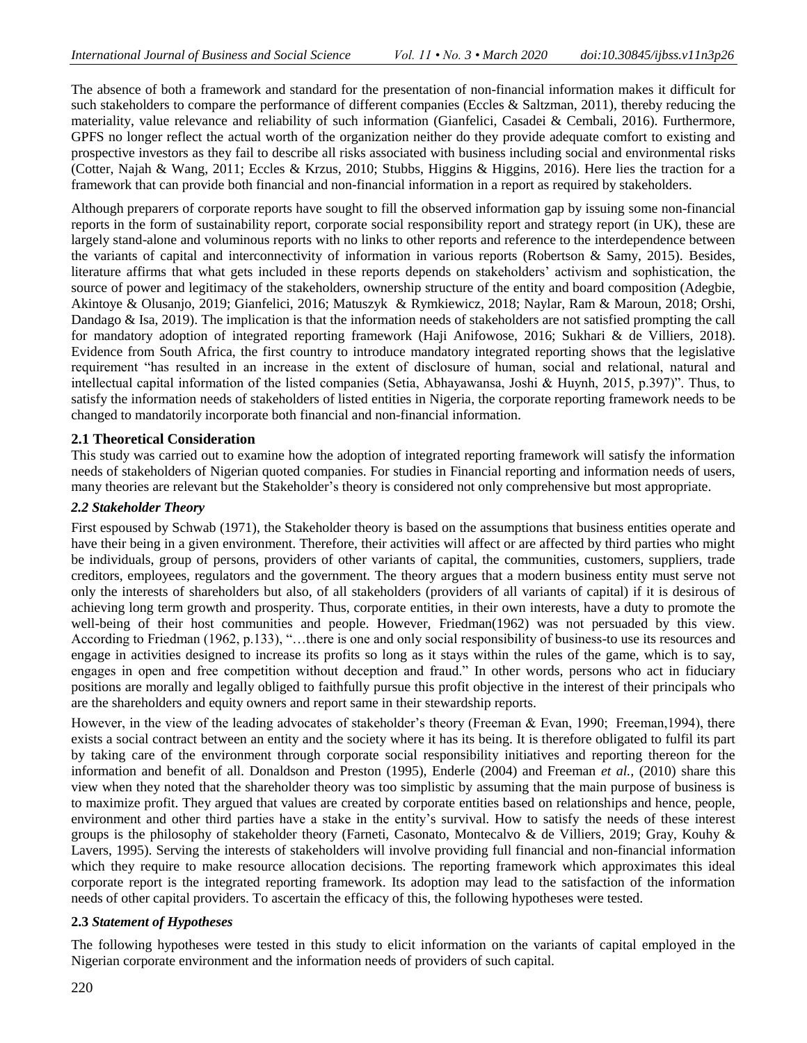The absence of both a framework and standard for the presentation of non-financial information makes it difficult for such stakeholders to compare the performance of different companies (Eccles & Saltzman, 2011), thereby reducing the materiality, value relevance and reliability of such information (Gianfelici, Casadei & Cembali, 2016). Furthermore, GPFS no longer reflect the actual worth of the organization neither do they provide adequate comfort to existing and prospective investors as they fail to describe all risks associated with business including social and environmental risks (Cotter, Najah & Wang, 2011; Eccles & Krzus, 2010; Stubbs, Higgins & Higgins, 2016). Here lies the traction for a framework that can provide both financial and non-financial information in a report as required by stakeholders.

Although preparers of corporate reports have sought to fill the observed information gap by issuing some non-financial reports in the form of sustainability report, corporate social responsibility report and strategy report (in UK), these are largely stand-alone and voluminous reports with no links to other reports and reference to the interdependence between the variants of capital and interconnectivity of information in various reports (Robertson & Samy, 2015). Besides, literature affirms that what gets included in these reports depends on stakeholders' activism and sophistication, the source of power and legitimacy of the stakeholders, ownership structure of the entity and board composition (Adegbie, Akintoye & Olusanjo, 2019; Gianfelici, 2016; Matuszyk & Rymkiewicz, 2018; Naylar, Ram & Maroun, 2018; Orshi, Dandago & Isa, 2019). The implication is that the information needs of stakeholders are not satisfied prompting the call for mandatory adoption of integrated reporting framework (Haji Anifowose, 2016; Sukhari & de Villiers, 2018). Evidence from South Africa, the first country to introduce mandatory integrated reporting shows that the legislative requirement "has resulted in an increase in the extent of disclosure of human, social and relational, natural and intellectual capital information of the listed companies (Setia, Abhayawansa, Joshi & Huynh, 2015, p.397)". Thus, to satisfy the information needs of stakeholders of listed entities in Nigeria, the corporate reporting framework needs to be changed to mandatorily incorporate both financial and non-financial information.

## 2.1 Theoretical Consideration

This study was carried out to examine how the adoption of integrated reporting framework will satisfy the information needs of stakeholders of Nigerian quoted companies. For studies in Financial reporting and information needs of users, many theories are relevant but the Stakeholder's theory is considered not only comprehensive but most appropriate.

### *2.2 Stakeholder Theory*

First espoused by Schwab (1971), the Stakeholder theory is based on the assumptions that business entities operate and have their being in a given environment. Therefore, their activities will affect or are affected by third parties who might be individuals, group of persons, providers of other variants of capital, the communities, customers, suppliers, trade creditors, employees, regulators and the government. The theory argues that a modern business entity must serve not only the interests of shareholders but also, of all stakeholders (providers of all variants of capital) if it is desirous of achieving long term growth and prosperity. Thus, corporate entities, in their own interests, have a duty to promote the well-being of their host communities and people. However, Friedman(1962) was not persuaded by this view. According to Friedman (1962, p.133), "…there is one and only social responsibility of business-to use its resources and engage in activities designed to increase its profits so long as it stays within the rules of the game, which is to say, engages in open and free competition without deception and fraud." In other words, persons who act in fiduciary positions are morally and legally obliged to faithfully pursue this profit objective in the interest of their principals who are the shareholders and equity owners and report same in their stewardship reports.

However, in the view of the leading advocates of stakeholder's theory (Freeman & Evan, 1990; Freeman,1994), there exists a social contract between an entity and the society where it has its being. It is therefore obligated to fulfil its part by taking care of the environment through corporate social responsibility initiatives and reporting thereon for the information and benefit of all. Donaldson and Preston (1995), Enderle (2004) and Freeman *et al.,* (2010) share this view when they noted that the shareholder theory was too simplistic by assuming that the main purpose of business is to maximize profit. They argued that values are created by corporate entities based on relationships and hence, people, environment and other third parties have a stake in the entity's survival. How to satisfy the needs of these interest groups is the philosophy of stakeholder theory (Farneti, Casonato, Montecalvo & de Villiers, 2019; Gray, Kouhy & Lavers, 1995). Serving the interests of stakeholders will involve providing full financial and non-financial information which they require to make resource allocation decisions. The reporting framework which approximates this ideal corporate report is the integrated reporting framework. Its adoption may lead to the satisfaction of the information needs of other capital providers. To ascertain the efficacy of this, the following hypotheses were tested.

## 2.3 *Statement of Hypotheses*

The following hypotheses were tested in this study to elicit information on the variants of capital employed in the Nigerian corporate environment and the information needs of providers of such capital.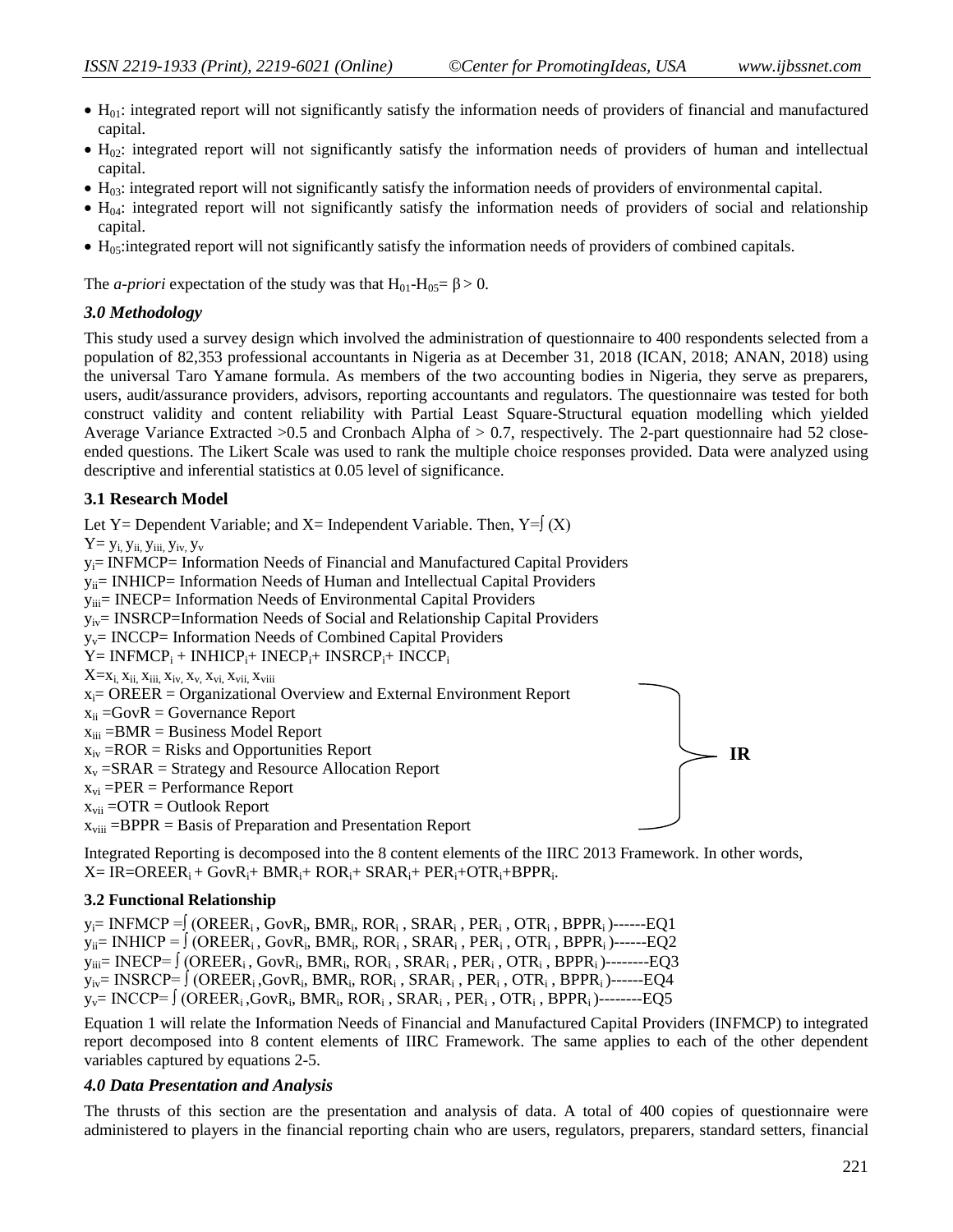- $H_{01}$: integrated report will not significantly satisfy the information needs of providers of financial and manufactured capital.
- $H_{02}$: integrated report will not significantly satisfy the information needs of providers of human and intellectual capital.
- $H_{03}$: integrated report will not significantly satisfy the information needs of providers of environmental capital.
- $H_{04}$: integrated report will not significantly satisfy the information needs of providers of social and relationship capital.
- $H_{05}$:integrated report will not significantly satisfy the information needs of providers of combined capitals.

The *a-priori* expectation of the study was that $H_{01}$-$H_{05}$= $\beta > 0$.

### *3.0 Methodology*

This study used a survey design which involved the administration of questionnaire to 400 respondents selected from a population of 82,353 professional accountants in Nigeria as at December 31, 2018 (ICAN, 2018; ANAN, 2018) using the universal Taro Yamane formula. As members of the two accounting bodies in Nigeria, they serve as preparers, users, audit/assurance providers, advisors, reporting accountants and regulators. The questionnaire was tested for both construct validity and content reliability with Partial Least Square-Structural equation modelling which yielded Average Variance Extracted >0.5 and Cronbach Alpha of > 0.7, respectively. The 2-part questionnaire had 52 close-ended questions. The Likert Scale was used to rank the multiple choice responses provided. Data were analyzed using descriptive and inferential statistics at 0.05 level of significance.

### 3.1 Research Model

Let Y= Dependent Variable; and X= Independent Variable. Then, $Y=\int(X)$

$Y= y_{i,} y_{ii,} y_{iii,} y_{iv,} y_v$

$y_i$= INFMCP= Information Needs of Financial and Manufactured Capital Providers

$y_{ii}$= INHICP= Information Needs of Human and Intellectual Capital Providers

$y_{iii}$= INECP= Information Needs of Environmental Capital Providers

$y_{iv}$= INSRCP=Information Needs of Social and Relationship Capital Providers

$y_v$= INCCP= Information Needs of Combined Capital Providers

Y= $INFMCP_i + INHICP_i + INECP_i + INSRCP_i + INCCP_i$

$X=x_{i,} x_{ii,} x_{iii,} x_{iv,} x_{v,} x_{vi,} x_{vii,} x_{viii}$

$x_i$= OREER = Organizational Overview and External Environment Report

$x_{ii}$ =GovR = Governance Report

$x_{iii}$ =BMR = Business Model Report

$x_{iv}$ =ROR = Risks and Opportunities Report

$x_v$ =SRAR = Strategy and Resource Allocation Report

$x_{vi}$ =PER = Performance Report

$x_{vii}$ =OTR = Outlook Report

$x_{viii}$ =BPPR = Basis of Preparation and Presentation Report

(all $x_i$–$x_{viii}$ } **IR**)

Integrated Reporting is decomposed into the 8 content elements of the IIRC 2013 Framework. In other words,
X= IR=$OREER_i + GovR_i + BMR_i + ROR_i + SRAR_i + PER_i + OTR_i + BPPR_i$.

### 3.2 Functional Relationship

$y_i$= INFMCP =$\int(OREER_i , GovR_i, BMR_i, ROR_i , SRAR_i , PER_i , OTR_i , BPPR_i)$------EQ1

$y_{ii}$= INHICP = $\int(OREER_i , GovR_i, BMR_i, ROR_i , SRAR_i , PER_i , OTR_i , BPPR_i)$------EQ2

$y_{iii}$= INECP= $\int(OREER_i , GovR_i, BMR_i, ROR_i , SRAR_i , PER_i , OTR_i , BPPR_i)$--------EQ3

$y_{iv}$= INSRCP= $\int(OREER_i ,GovR_i, BMR_i, ROR_i , SRAR_i , PER_i , OTR_i , BPPR_i)$------EQ4

$y_v$= INCCP= $\int(OREER_i ,GovR_i, BMR_i, ROR_i , SRAR_i , PER_i , OTR_i , BPPR_i)$--------EQ5

Equation 1 will relate the Information Needs of Financial and Manufactured Capital Providers (INFMCP) to integrated report decomposed into 8 content elements of IIRC Framework. The same applies to each of the other dependent variables captured by equations 2-5.

### *4.0 Data Presentation and Analysis*

The thrusts of this section are the presentation and analysis of data. A total of 400 copies of questionnaire were administered to players in the financial reporting chain who are users, regulators, preparers, standard setters, financial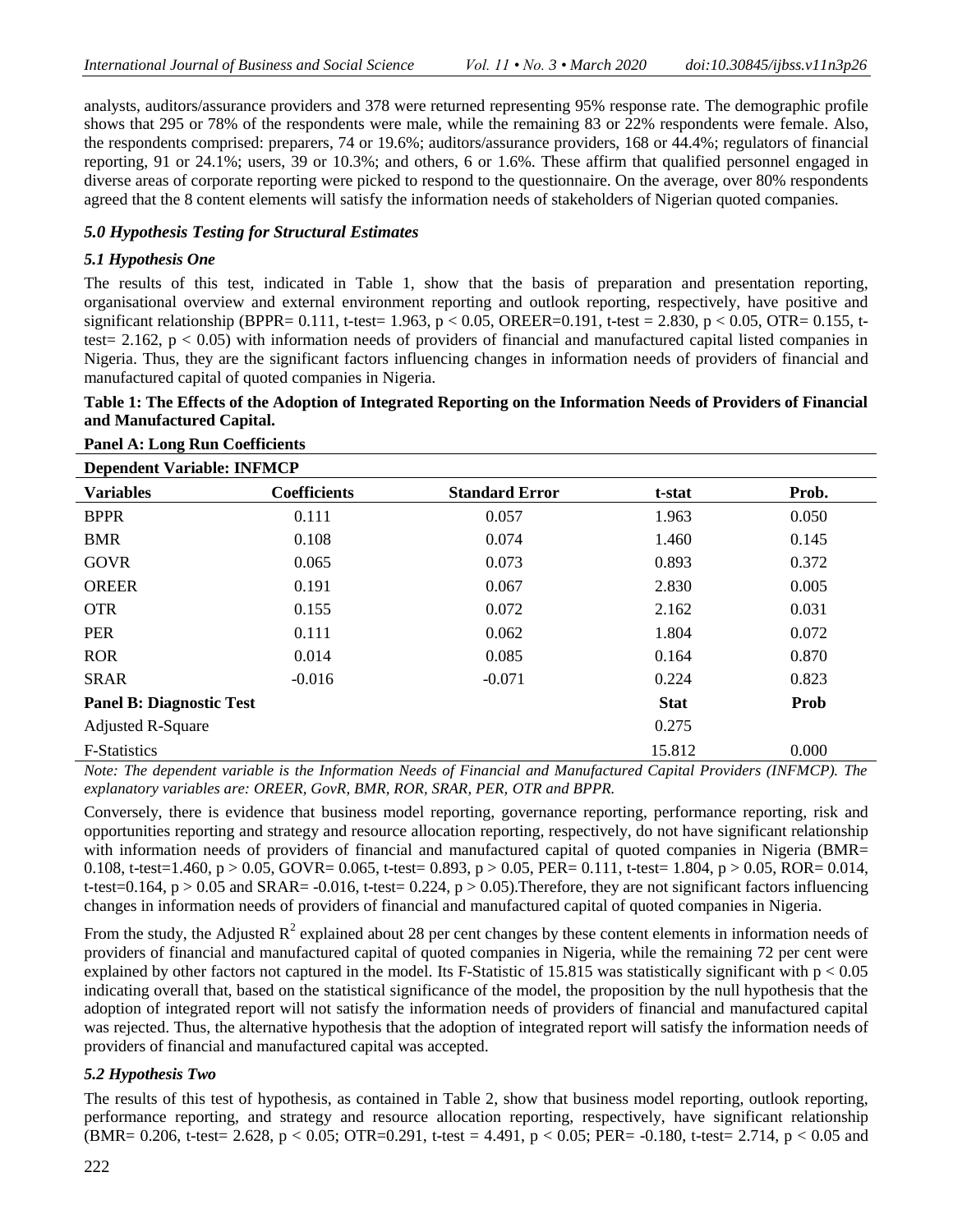analysts, auditors/assurance providers and 378 were returned representing 95% response rate. The demographic profile shows that 295 or 78% of the respondents were male, while the remaining 83 or 22% respondents were female. Also, the respondents comprised: preparers, 74 or 19.6%; auditors/assurance providers, 168 or 44.4%; regulators of financial reporting, 91 or 24.1%; users, 39 or 10.3%; and others, 6 or 1.6%. These affirm that qualified personnel engaged in diverse areas of corporate reporting were picked to respond to the questionnaire. On the average, over 80% respondents agreed that the 8 content elements will satisfy the information needs of stakeholders of Nigerian quoted companies.

### *5.0 Hypothesis Testing for Structural Estimates*

### *5.1 Hypothesis One*

The results of this test, indicated in Table 1, show that the basis of preparation and presentation reporting, organisational overview and external environment reporting and outlook reporting, respectively, have positive and significant relationship (BPPR= 0.111, t-test= 1.963, $p < 0.05$, OREER=0.191, t-test = 2.830, $p < 0.05$, OTR= 0.155, t-test= 2.162, $p < 0.05$) with information needs of providers of financial and manufactured capital listed companies in Nigeria. Thus, they are the significant factors influencing changes in information needs of providers of financial and manufactured capital of quoted companies in Nigeria.

**Table 1: The Effects of the Adoption of Integrated Reporting on the Information Needs of Providers of Financial and Manufactured Capital.**

**Panel A: Long Run Coefficients**

**Dependent Variable: INFMCP**

| Variables | Coefficients | Standard Error | t-stat | Prob. |
|---|---|---|---|---|
| BPPR | 0.111 | 0.057 | 1.963 | 0.050 |
| BMR | 0.108 | 0.074 | 1.460 | 0.145 |
| GOVR | 0.065 | 0.073 | 0.893 | 0.372 |
| OREER | 0.191 | 0.067 | 2.830 | 0.005 |
| OTR | 0.155 | 0.072 | 2.162 | 0.031 |
| PER | 0.111 | 0.062 | 1.804 | 0.072 |
| ROR | 0.014 | 0.085 | 0.164 | 0.870 |
| SRAR | -0.016 | -0.071 | 0.224 | 0.823 |
| **Panel B: Diagnostic Test** | | | **Stat** | **Prob** |
| Adjusted R-Square | | | 0.275 | |
| F-Statistics | | | 15.812 | 0.000 |

*Note: The dependent variable is the Information Needs of Financial and Manufactured Capital Providers (INFMCP). The explanatory variables are: OREER, GovR, BMR, ROR, SRAR, PER, OTR and BPPR.*

Conversely, there is evidence that business model reporting, governance reporting, performance reporting, risk and opportunities reporting and strategy and resource allocation reporting, respectively, do not have significant relationship with information needs of providers of financial and manufactured capital of quoted companies in Nigeria (BMR= 0.108, t-test=1.460, $p > 0.05$, GOVR= 0.065, t-test= 0.893, $p > 0.05$, PER= 0.111, t-test= 1.804, $p > 0.05$, ROR= 0.014, t-test=0.164, $p > 0.05$ and SRAR= -0.016, t-test= 0.224, $p > 0.05$).Therefore, they are not significant factors influencing changes in information needs of providers of financial and manufactured capital of quoted companies in Nigeria.

From the study, the Adjusted $R^2$ explained about 28 per cent changes by these content elements in information needs of providers of financial and manufactured capital of quoted companies in Nigeria, while the remaining 72 per cent were explained by other factors not captured in the model. Its F-Statistic of 15.815 was statistically significant with $p < 0.05$ indicating overall that, based on the statistical significance of the model, the proposition by the null hypothesis that the adoption of integrated report will not satisfy the information needs of providers of financial and manufactured capital was rejected. Thus, the alternative hypothesis that the adoption of integrated report will satisfy the information needs of providers of financial and manufactured capital was accepted.

### *5.2 Hypothesis Two*

The results of this test of hypothesis, as contained in Table 2, show that business model reporting, outlook reporting, performance reporting, and strategy and resource allocation reporting, respectively, have significant relationship (BMR= 0.206, t-test= 2.628, $p < 0.05$; OTR=0.291, t-test = 4.491, $p < 0.05$; PER= -0.180, t-test= 2.714, $p < 0.05$ and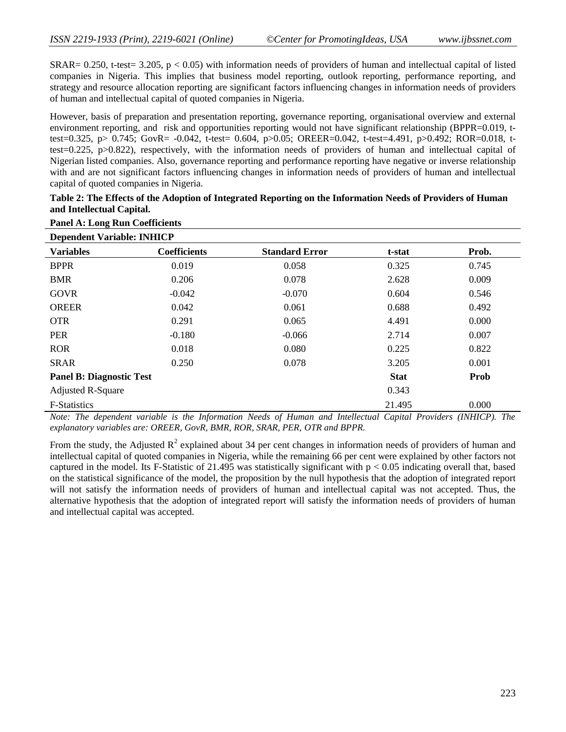SRAR= 0.250, t-test= 3.205, $p < 0.05$) with information needs of providers of human and intellectual capital of listed companies in Nigeria. This implies that business model reporting, outlook reporting, performance reporting, and strategy and resource allocation reporting are significant factors influencing changes in information needs of providers of human and intellectual capital of quoted companies in Nigeria.

However, basis of preparation and presentation reporting, governance reporting, organisational overview and external environment reporting, and risk and opportunities reporting would not have significant relationship (BPPR=0.019, t-test=0.325, p> 0.745; GovR= -0.042, t-test= 0.604, p>0.05; OREER=0.042, t-test=4.491, p>0.492; ROR=0.018, t-test=0.225, p>0.822), respectively, with the information needs of providers of human and intellectual capital of Nigerian listed companies. Also, governance reporting and performance reporting have negative or inverse relationship with and are not significant factors influencing changes in information needs of providers of human and intellectual capital of quoted companies in Nigeria.

**Table 2: The Effects of the Adoption of Integrated Reporting on the Information Needs of Providers of Human and Intellectual Capital.**

**Panel A: Long Run Coefficients**

| **Dependent Variable: INHICP** | | | | |
|---|---|---|---|---|
| **Variables** | **Coefficients** | **Standard Error** | **t-stat** | **Prob.** |
| BPPR | 0.019 | 0.058 | 0.325 | 0.745 |
| BMR | 0.206 | 0.078 | 2.628 | 0.009 |
| GOVR | -0.042 | -0.070 | 0.604 | 0.546 |
| OREER | 0.042 | 0.061 | 0.688 | 0.492 |
| OTR | 0.291 | 0.065 | 4.491 | 0.000 |
| PER | -0.180 | -0.066 | 2.714 | 0.007 |
| ROR | 0.018 | 0.080 | 0.225 | 0.822 |
| SRAR | 0.250 | 0.078 | 3.205 | 0.001 |
| **Panel B: Diagnostic Test** | | | **Stat** | **Prob** |
| Adjusted R-Square | | | 0.343 | |
| F-Statistics | | | 21.495 | 0.000 |

*Note: The dependent variable is the Information Needs of Human and Intellectual Capital Providers (INHICP). The explanatory variables are: OREER, GovR, BMR, ROR, SRAR, PER, OTR and BPPR.*

From the study, the Adjusted $R^2$ explained about 34 per cent changes in information needs of providers of human and intellectual capital of quoted companies in Nigeria, while the remaining 66 per cent were explained by other factors not captured in the model. Its F-Statistic of 21.495 was statistically significant with $p < 0.05$ indicating overall that, based on the statistical significance of the model, the proposition by the null hypothesis that the adoption of integrated report will not satisfy the information needs of providers of human and intellectual capital was not accepted. Thus, the alternative hypothesis that the adoption of integrated report will satisfy the information needs of providers of human and intellectual capital was accepted.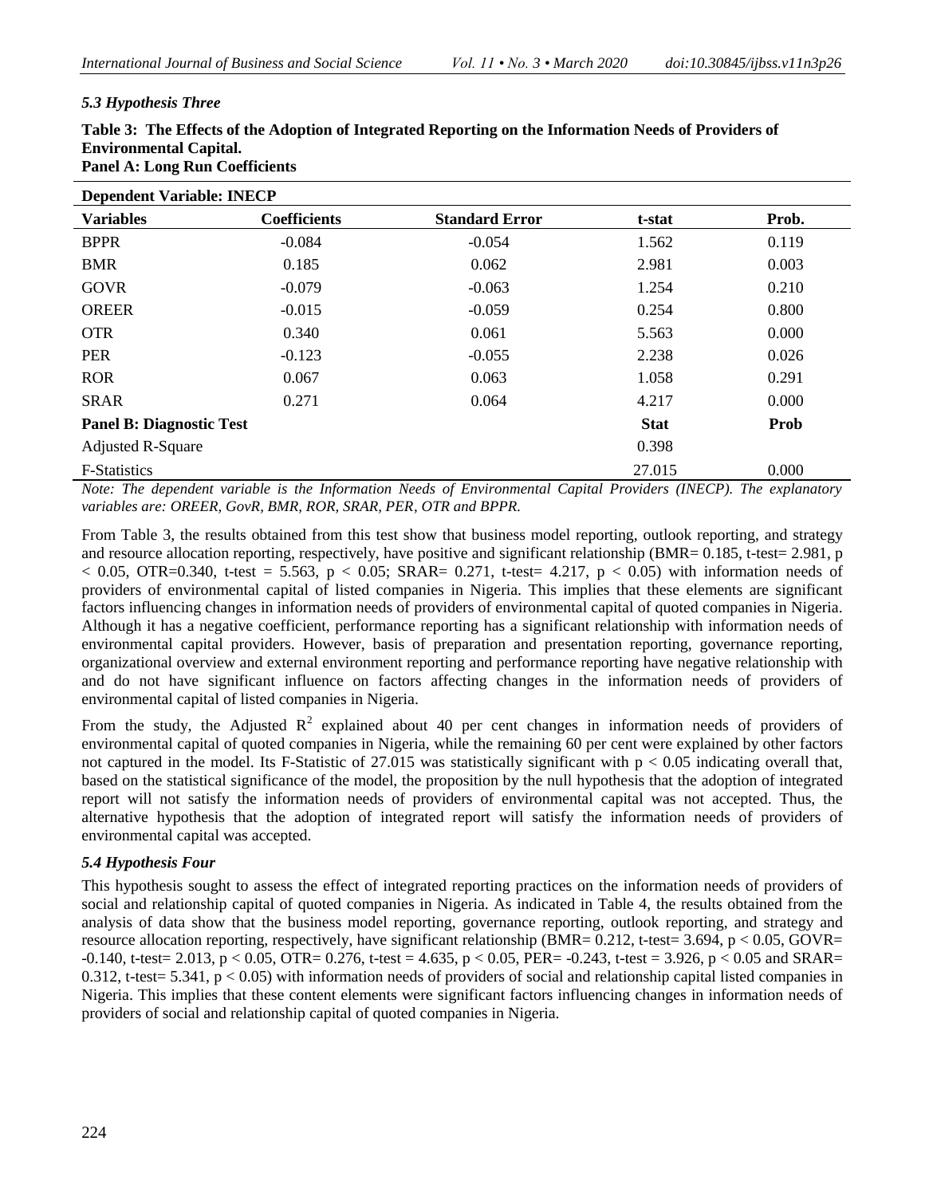### *5.3 Hypothesis Three*

**Table 3: The Effects of the Adoption of Integrated Reporting on the Information Needs of Providers of Environmental Capital.**
**Panel A: Long Run Coefficients**

| **Dependent Variable: INECP** | | | | |
|---|---|---|---|---|
| **Variables** | **Coefficients** | **Standard Error** | **t-stat** | **Prob.** |
| BPPR | -0.084 | -0.054 | 1.562 | 0.119 |
| BMR | 0.185 | 0.062 | 2.981 | 0.003 |
| GOVR | -0.079 | -0.063 | 1.254 | 0.210 |
| OREER | -0.015 | -0.059 | 0.254 | 0.800 |
| OTR | 0.340 | 0.061 | 5.563 | 0.000 |
| PER | -0.123 | -0.055 | 2.238 | 0.026 |
| ROR | 0.067 | 0.063 | 1.058 | 0.291 |
| SRAR | 0.271 | 0.064 | 4.217 | 0.000 |
| **Panel B: Diagnostic Test** | | | **Stat** | **Prob** |
| Adjusted R-Square | | | 0.398 | |
| F-Statistics | | | 27.015 | 0.000 |

*Note: The dependent variable is the Information Needs of Environmental Capital Providers (INECP). The explanatory variables are: OREER, GovR, BMR, ROR, SRAR, PER, OTR and BPPR.*

From Table 3, the results obtained from this test show that business model reporting, outlook reporting, and strategy and resource allocation reporting, respectively, have positive and significant relationship (BMR= 0.185, t-test= 2.981, $p < 0.05$, OTR=0.340, t-test = 5.563, $p < 0.05$; SRAR= 0.271, t-test= 4.217, $p < 0.05$) with information needs of providers of environmental capital of listed companies in Nigeria. This implies that these elements are significant factors influencing changes in information needs of providers of environmental capital of quoted companies in Nigeria. Although it has a negative coefficient, performance reporting has a significant relationship with information needs of environmental capital providers. However, basis of preparation and presentation reporting, governance reporting, organizational overview and external environment reporting and performance reporting have negative relationship with and do not have significant influence on factors affecting changes in the information needs of providers of environmental capital of listed companies in Nigeria.

From the study, the Adjusted $R^2$ explained about 40 per cent changes in information needs of providers of environmental capital of quoted companies in Nigeria, while the remaining 60 per cent were explained by other factors not captured in the model. Its F-Statistic of 27.015 was statistically significant with $p < 0.05$ indicating overall that, based on the statistical significance of the model, the proposition by the null hypothesis that the adoption of integrated report will not satisfy the information needs of providers of environmental capital was not accepted. Thus, the alternative hypothesis that the adoption of integrated report will satisfy the information needs of providers of environmental capital was accepted.

### *5.4 Hypothesis Four*

This hypothesis sought to assess the effect of integrated reporting practices on the information needs of providers of social and relationship capital of quoted companies in Nigeria. As indicated in Table 4, the results obtained from the analysis of data show that the business model reporting, governance reporting, outlook reporting, and strategy and resource allocation reporting, respectively, have significant relationship (BMR= 0.212, t-test= 3.694, $p < 0.05$, GOVR= -0.140, t-test= 2.013, $p < 0.05$, OTR= 0.276, t-test = 4.635, $p < 0.05$, PER= -0.243, t-test = 3.926, $p < 0.05$ and SRAR= 0.312, t-test= 5.341, $p < 0.05$) with information needs of providers of social and relationship capital listed companies in Nigeria. This implies that these content elements were significant factors influencing changes in information needs of providers of social and relationship capital of quoted companies in Nigeria.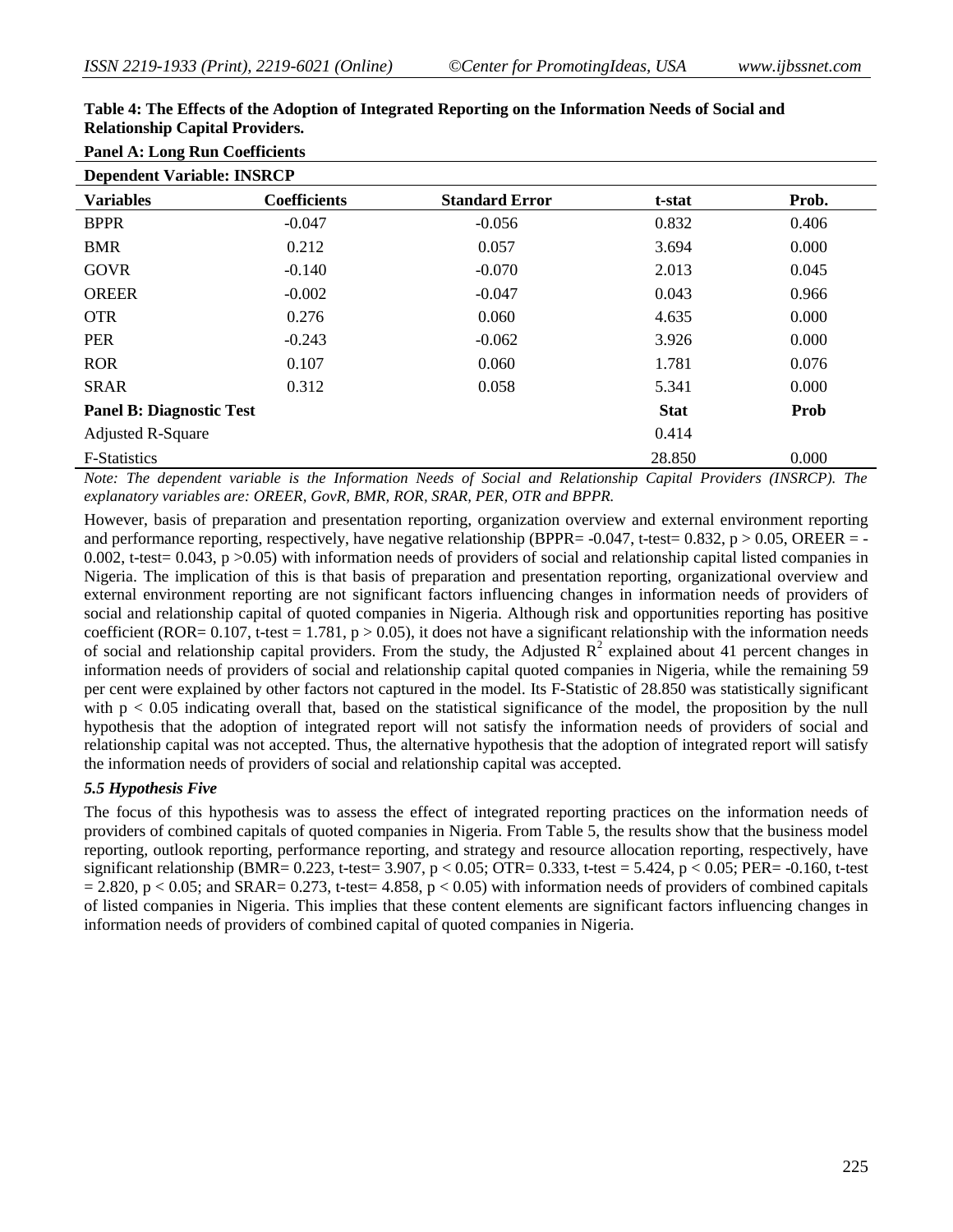**Table 4: The Effects of the Adoption of Integrated Reporting on the Information Needs of Social and Relationship Capital Providers.**

**Panel A: Long Run Coefficients**

**Dependent Variable: INSRCP**

| **Variables** | **Coefficients** | **Standard Error** | **t-stat** | **Prob.** |
|---|---|---|---|---|
| BPPR | -0.047 | -0.056 | 0.832 | 0.406 |
| BMR | 0.212 | 0.057 | 3.694 | 0.000 |
| GOVR | -0.140 | -0.070 | 2.013 | 0.045 |
| OREER | -0.002 | -0.047 | 0.043 | 0.966 |
| OTR | 0.276 | 0.060 | 4.635 | 0.000 |
| PER | -0.243 | -0.062 | 3.926 | 0.000 |
| ROR | 0.107 | 0.060 | 1.781 | 0.076 |
| SRAR | 0.312 | 0.058 | 5.341 | 0.000 |
| **Panel B: Diagnostic Test** | | | **Stat** | **Prob** |
| Adjusted R-Square | | | 0.414 | |
| F-Statistics | | | 28.850 | 0.000 |

*Note: The dependent variable is the Information Needs of Social and Relationship Capital Providers (INSRCP). The explanatory variables are: OREER, GovR, BMR, ROR, SRAR, PER, OTR and BPPR.*

However, basis of preparation and presentation reporting, organization overview and external environment reporting and performance reporting, respectively, have negative relationship (BPPR= -0.047, t-test= 0.832, $p > 0.05$, OREER = -0.002, t-test= 0.043, $p > 0.05$) with information needs of providers of social and relationship capital listed companies in Nigeria. The implication of this is that basis of preparation and presentation reporting, organizational overview and external environment reporting are not significant factors influencing changes in information needs of providers of social and relationship capital of quoted companies in Nigeria. Although risk and opportunities reporting has positive coefficient (ROR= 0.107, t-test = 1.781, $p > 0.05$), it does not have a significant relationship with the information needs of social and relationship capital providers. From the study, the Adjusted $R^2$ explained about 41 percent changes in information needs of providers of social and relationship capital quoted companies in Nigeria, while the remaining 59 per cent were explained by other factors not captured in the model. Its F-Statistic of 28.850 was statistically significant with $p < 0.05$ indicating overall that, based on the statistical significance of the model, the proposition by the null hypothesis that the adoption of integrated report will not satisfy the information needs of providers of social and relationship capital was not accepted. Thus, the alternative hypothesis that the adoption of integrated report will satisfy the information needs of providers of social and relationship capital was accepted.

### *5.5 Hypothesis Five*

The focus of this hypothesis was to assess the effect of integrated reporting practices on the information needs of providers of combined capitals of quoted companies in Nigeria. From Table 5, the results show that the business model reporting, outlook reporting, performance reporting, and strategy and resource allocation reporting, respectively, have significant relationship (BMR= 0.223, t-test= 3.907, $p < 0.05$; OTR= 0.333, t-test = 5.424, $p < 0.05$; PER= -0.160, t-test = 2.820, $p < 0.05$; and SRAR= 0.273, t-test= 4.858, $p < 0.05$) with information needs of providers of combined capitals of listed companies in Nigeria. This implies that these content elements are significant factors influencing changes in information needs of providers of combined capital of quoted companies in Nigeria.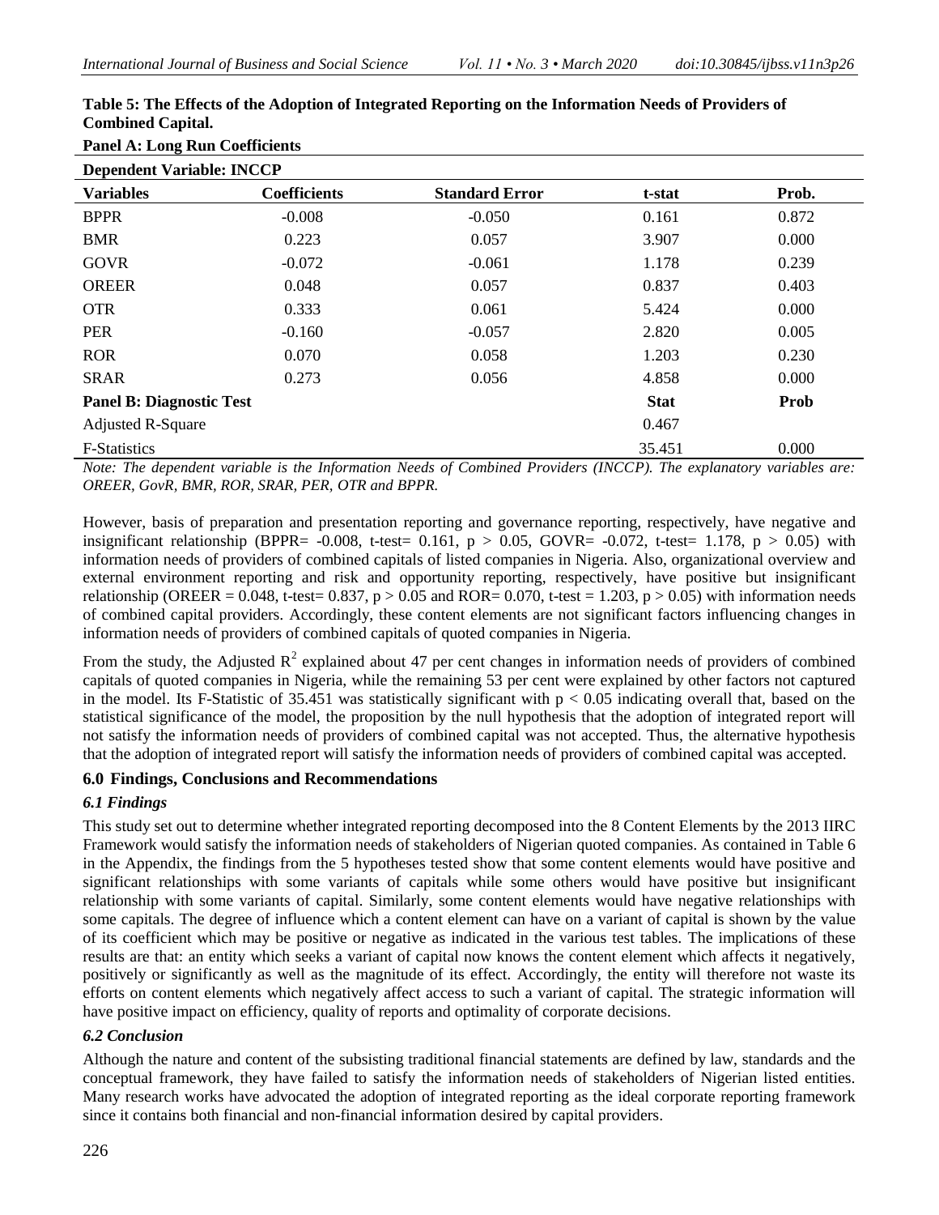**Table 5: The Effects of the Adoption of Integrated Reporting on the Information Needs of Providers of Combined Capital.**

**Panel A: Long Run Coefficients**

| **Dependent Variable: INCCP** | | | | |
|---|---|---|---|---|
| **Variables** | **Coefficients** | **Standard Error** | **t-stat** | **Prob.** |
| BPPR | -0.008 | -0.050 | 0.161 | 0.872 |
| BMR | 0.223 | 0.057 | 3.907 | 0.000 |
| GOVR | -0.072 | -0.061 | 1.178 | 0.239 |
| OREER | 0.048 | 0.057 | 0.837 | 0.403 |
| OTR | 0.333 | 0.061 | 5.424 | 0.000 |
| PER | -0.160 | -0.057 | 2.820 | 0.005 |
| ROR | 0.070 | 0.058 | 1.203 | 0.230 |
| SRAR | 0.273 | 0.056 | 4.858 | 0.000 |
| **Panel B: Diagnostic Test** | | | **Stat** | **Prob** |
| Adjusted R-Square | | | 0.467 | |
| F-Statistics | | | 35.451 | 0.000 |

*Note: The dependent variable is the Information Needs of Combined Providers (INCCP). The explanatory variables are: OREER, GovR, BMR, ROR, SRAR, PER, OTR and BPPR.*

However, basis of preparation and presentation reporting and governance reporting, respectively, have negative and insignificant relationship (BPPR= -0.008, t-test= 0.161, $p > 0.05$, GOVR= -0.072, t-test= 1.178, $p > 0.05$) with information needs of providers of combined capitals of listed companies in Nigeria. Also, organizational overview and external environment reporting and risk and opportunity reporting, respectively, have positive but insignificant relationship (OREER = 0.048, t-test= 0.837, $p > 0.05$ and ROR= 0.070, t-test = 1.203, $p > 0.05$) with information needs of combined capital providers. Accordingly, these content elements are not significant factors influencing changes in information needs of providers of combined capitals of quoted companies in Nigeria.

From the study, the Adjusted $R^2$ explained about 47 per cent changes in information needs of providers of combined capitals of quoted companies in Nigeria, while the remaining 53 per cent were explained by other factors not captured in the model. Its F-Statistic of 35.451 was statistically significant with $p < 0.05$ indicating overall that, based on the statistical significance of the model, the proposition by the null hypothesis that the adoption of integrated report will not satisfy the information needs of providers of combined capital was not accepted. Thus, the alternative hypothesis that the adoption of integrated report will satisfy the information needs of providers of combined capital was accepted.

## 6.0 Findings, Conclusions and Recommendations

### *6.1 Findings*

This study set out to determine whether integrated reporting decomposed into the 8 Content Elements by the 2013 IIRC Framework would satisfy the information needs of stakeholders of Nigerian quoted companies. As contained in Table 6 in the Appendix, the findings from the 5 hypotheses tested show that some content elements would have positive and significant relationships with some variants of capitals while some others would have positive but insignificant relationship with some variants of capital. Similarly, some content elements would have negative relationships with some capitals. The degree of influence which a content element can have on a variant of capital is shown by the value of its coefficient which may be positive or negative as indicated in the various test tables. The implications of these results are that: an entity which seeks a variant of capital now knows the content element which affects it negatively, positively or significantly as well as the magnitude of its effect. Accordingly, the entity will therefore not waste its efforts on content elements which negatively affect access to such a variant of capital. The strategic information will have positive impact on efficiency, quality of reports and optimality of corporate decisions.

### *6.2 Conclusion*

Although the nature and content of the subsisting traditional financial statements are defined by law, standards and the conceptual framework, they have failed to satisfy the information needs of stakeholders of Nigerian listed entities. Many research works have advocated the adoption of integrated reporting as the ideal corporate reporting framework since it contains both financial and non-financial information desired by capital providers.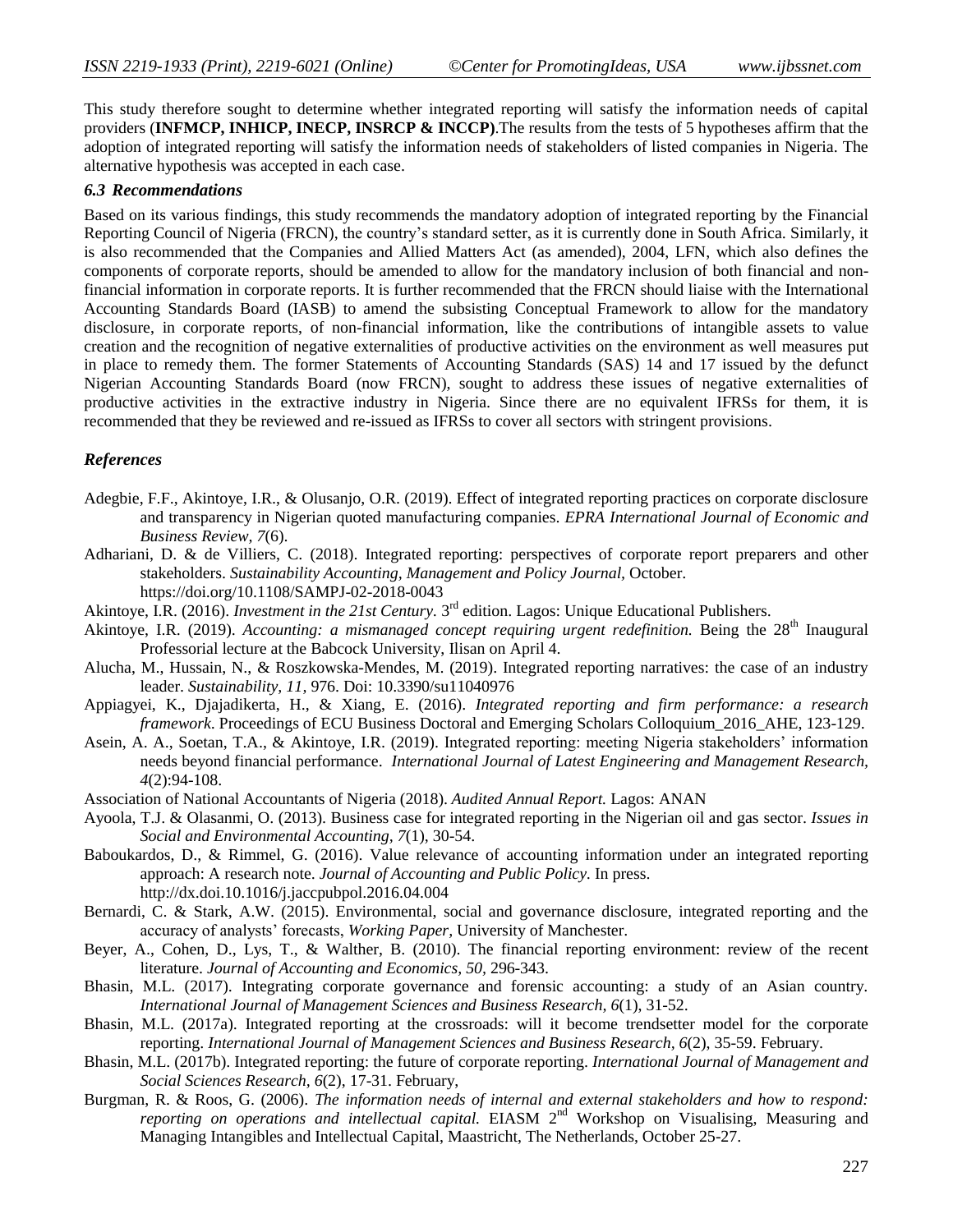This study therefore sought to determine whether integrated reporting will satisfy the information needs of capital providers (**INFMCP, INHICP, INECP, INSRCP & INCCP)**.The results from the tests of 5 hypotheses affirm that the adoption of integrated reporting will satisfy the information needs of stakeholders of listed companies in Nigeria. The alternative hypothesis was accepted in each case.

### *6.3 Recommendations*

Based on its various findings, this study recommends the mandatory adoption of integrated reporting by the Financial Reporting Council of Nigeria (FRCN), the country's standard setter, as it is currently done in South Africa. Similarly, it is also recommended that the Companies and Allied Matters Act (as amended), 2004, LFN, which also defines the components of corporate reports, should be amended to allow for the mandatory inclusion of both financial and non-financial information in corporate reports. It is further recommended that the FRCN should liaise with the International Accounting Standards Board (IASB) to amend the subsisting Conceptual Framework to allow for the mandatory disclosure, in corporate reports, of non-financial information, like the contributions of intangible assets to value creation and the recognition of negative externalities of productive activities on the environment as well measures put in place to remedy them. The former Statements of Accounting Standards (SAS) 14 and 17 issued by the defunct Nigerian Accounting Standards Board (now FRCN), sought to address these issues of negative externalities of productive activities in the extractive industry in Nigeria. Since there are no equivalent IFRSs for them, it is recommended that they be reviewed and re-issued as IFRSs to cover all sectors with stringent provisions.

## *References*

Adegbie, F.F., Akintoye, I.R., & Olusanjo, O.R. (2019). Effect of integrated reporting practices on corporate disclosure and transparency in Nigerian quoted manufacturing companies. *EPRA International Journal of Economic and Business Review, 7*(6).

Adhariani, D. & de Villiers, C. (2018). Integrated reporting: perspectives of corporate report preparers and other stakeholders. *Sustainability Accounting, Management and Policy Journal,* October. https://doi.org/10.1108/SAMPJ-02-2018-0043

Akintoye, I.R. (2016). *Investment in the 21st Century.* 3rd edition. Lagos: Unique Educational Publishers.

Akintoye, I.R. (2019). *Accounting: a mismanaged concept requiring urgent redefinition.* Being the 28th Inaugural Professorial lecture at the Babcock University, Ilisan on April 4.

Alucha, M., Hussain, N., & Roszkowska-Mendes, M. (2019). Integrated reporting narratives: the case of an industry leader. *Sustainability, 11*, 976. Doi: 10.3390/su11040976

Appiagyei, K., Djajadikerta, H., & Xiang, E. (2016). *Integrated reporting and firm performance: a research framework.* Proceedings of ECU Business Doctoral and Emerging Scholars Colloquium_2016_AHE, 123-129.

Asein, A. A., Soetan, T.A., & Akintoye, I.R. (2019). Integrated reporting: meeting Nigeria stakeholders' information needs beyond financial performance. *International Journal of Latest Engineering and Management Research, 4*(2):94-108.

Association of National Accountants of Nigeria (2018). *Audited Annual Report.* Lagos: ANAN

Ayoola, T.J. & Olasanmi, O. (2013). Business case for integrated reporting in the Nigerian oil and gas sector. *Issues in Social and Environmental Accounting, 7*(1), 30-54.

Baboukardos, D., & Rimmel, G. (2016). Value relevance of accounting information under an integrated reporting approach: A research note. *Journal of Accounting and Public Policy.* In press. http://dx.doi.10.1016/j.jaccpubpol.2016.04.004

Bernardi, C. & Stark, A.W. (2015). Environmental, social and governance disclosure, integrated reporting and the accuracy of analysts' forecasts, *Working Paper,* University of Manchester.

Beyer, A., Cohen, D., Lys, T., & Walther, B. (2010). The financial reporting environment: review of the recent literature. *Journal of Accounting and Economics, 50,* 296-343.

Bhasin, M.L. (2017). Integrating corporate governance and forensic accounting: a study of an Asian country. *International Journal of Management Sciences and Business Research, 6*(1), 31-52.

Bhasin, M.L. (2017a). Integrated reporting at the crossroads: will it become trendsetter model for the corporate reporting. *International Journal of Management Sciences and Business Research*, *6*(2), 35-59. February.

Bhasin, M.L. (2017b). Integrated reporting: the future of corporate reporting. *International Journal of Management and Social Sciences Research, 6*(2), 17-31. February,

Burgman, R. & Roos, G. (2006). *The information needs of internal and external stakeholders and how to respond: reporting on operations and intellectual capital.* EIASM 2nd Workshop on Visualising, Measuring and Managing Intangibles and Intellectual Capital, Maastricht, The Netherlands, October 25-27.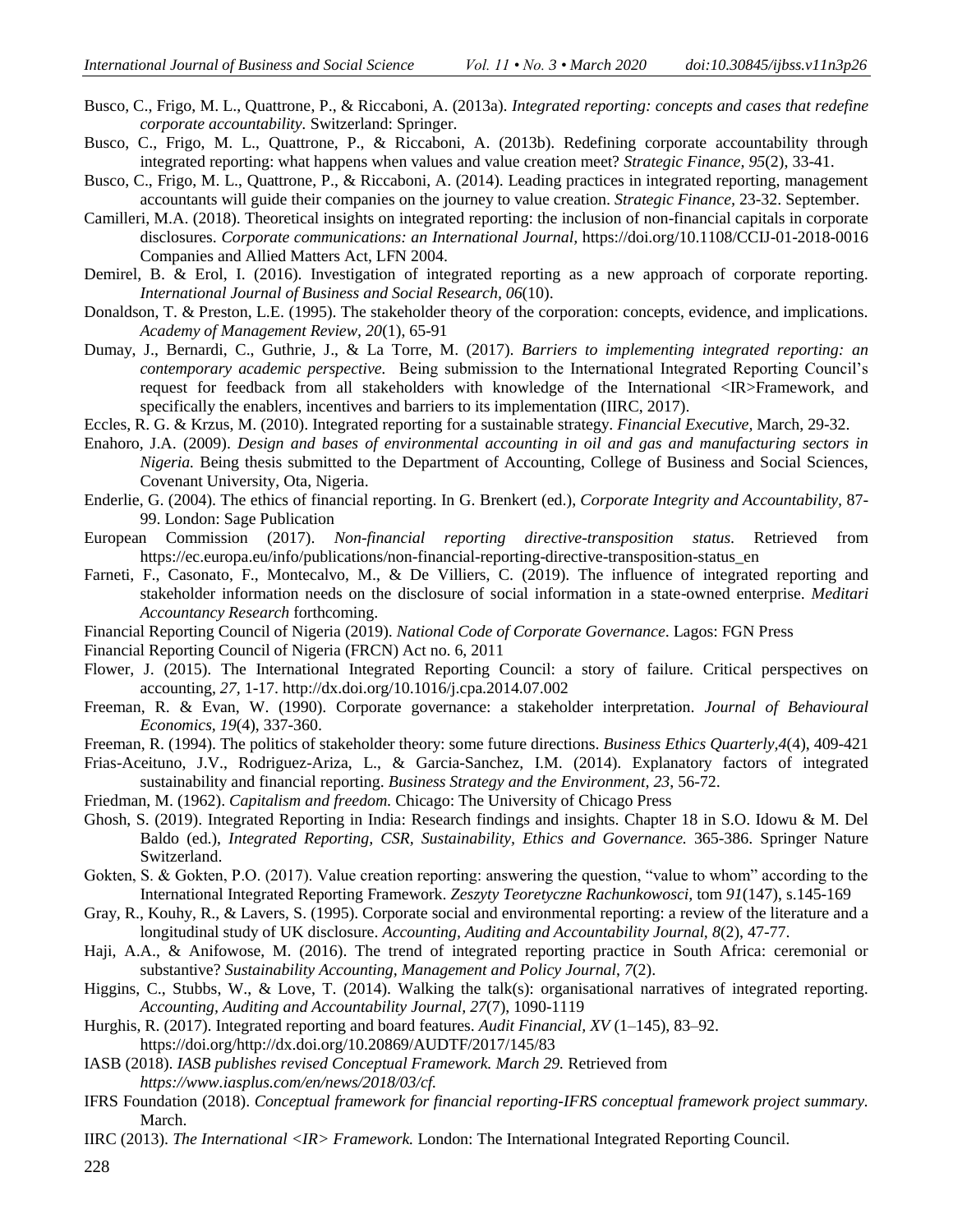Busco, C., Frigo, M. L., Quattrone, P., & Riccaboni, A. (2013a). *Integrated reporting: concepts and cases that redefine corporate accountability.* Switzerland: Springer.

Busco, C., Frigo, M. L., Quattrone, P., & Riccaboni, A. (2013b). Redefining corporate accountability through integrated reporting: what happens when values and value creation meet? *Strategic Finance, 95*(2), 33-41.

Busco, C., Frigo, M. L., Quattrone, P., & Riccaboni, A. (2014). Leading practices in integrated reporting, management accountants will guide their companies on the journey to value creation. *Strategic Finance*, 23-32. September.

Camilleri, M.A. (2018). Theoretical insights on integrated reporting: the inclusion of non-financial capitals in corporate disclosures. *Corporate communications: an International Journal,* https://doi.org/10.1108/CCIJ-01-2018-0016 Companies and Allied Matters Act, LFN 2004.

Demirel, B. & Erol, I. (2016). Investigation of integrated reporting as a new approach of corporate reporting. *International Journal of Business and Social Research, 06*(10).

Donaldson, T. & Preston, L.E. (1995). The stakeholder theory of the corporation: concepts, evidence, and implications. *Academy of Management Review, 20*(1), 65-91

Dumay, J., Bernardi, C., Guthrie, J., & La Torre, M. (2017). *Barriers to implementing integrated reporting: an contemporary academic perspective.* Being submission to the International Integrated Reporting Council's request for feedback from all stakeholders with knowledge of the International <IR>Framework, and specifically the enablers, incentives and barriers to its implementation (IIRC, 2017).

Eccles, R. G. & Krzus, M. (2010). Integrated reporting for a sustainable strategy. *Financial Executive,* March, 29-32.

Enahoro, J.A. (2009). *Design and bases of environmental accounting in oil and gas and manufacturing sectors in Nigeria.* Being thesis submitted to the Department of Accounting, College of Business and Social Sciences, Covenant University, Ota, Nigeria.

Enderlie, G. (2004). The ethics of financial reporting. In G. Brenkert (ed.), *Corporate Integrity and Accountability,* 87-99. London: Sage Publication

European Commission (2017). *Non-financial reporting directive-transposition status.* Retrieved from https://ec.europa.eu/info/publications/non-financial-reporting-directive-transposition-status_en

Farneti, F., Casonato, F., Montecalvo, M., & De Villiers, C. (2019). The influence of integrated reporting and stakeholder information needs on the disclosure of social information in a state-owned enterprise. *Meditari Accountancy Research* forthcoming.

Financial Reporting Council of Nigeria (2019). *National Code of Corporate Governance*. Lagos: FGN Press

Financial Reporting Council of Nigeria (FRCN) Act no. 6, 2011

Flower, J. (2015). The International Integrated Reporting Council: a story of failure. Critical perspectives on accounting, *27*, 1-17. http://dx.doi.org/10.1016/j.cpa.2014.07.002

Freeman, R. & Evan, W. (1990). Corporate governance: a stakeholder interpretation. *Journal of Behavioural Economics, 19*(4), 337-360.

Freeman, R. (1994). The politics of stakeholder theory: some future directions. *Business Ethics Quarterly,4*(4), 409-421

Frias-Aceituno, J.V., Rodriguez-Ariza, L., & Garcia-Sanchez, I.M. (2014). Explanatory factors of integrated sustainability and financial reporting. *Business Strategy and the Environment, 23*, 56-72.

Friedman, M. (1962). *Capitalism and freedom.* Chicago: The University of Chicago Press

Ghosh, S. (2019). Integrated Reporting in India: Research findings and insights. Chapter 18 in S.O. Idowu & M. Del Baldo (ed.), *Integrated Reporting, CSR, Sustainability, Ethics and Governance.* 365-386. Springer Nature Switzerland.

Gokten, S. & Gokten, P.O. (2017). Value creation reporting: answering the question, "value to whom" according to the International Integrated Reporting Framework. *Zeszyty Teoretyczne Rachunkowosci,* tom *91*(147), s.145-169

Gray, R., Kouhy, R., & Lavers, S. (1995). Corporate social and environmental reporting: a review of the literature and a longitudinal study of UK disclosure. *Accounting, Auditing and Accountability Journal, 8*(2), 47-77.

Haji, A.A., & Anifowose, M. (2016). The trend of integrated reporting practice in South Africa: ceremonial or substantive? *Sustainability Accounting, Management and Policy Journal*, *7*(2).

Higgins, C., Stubbs, W., & Love, T. (2014). Walking the talk(s): organisational narratives of integrated reporting. *Accounting, Auditing and Accountability Journal, 27*(7), 1090-1119

Hurghis, R. (2017). Integrated reporting and board features. *Audit Financial, XV* (1–145), 83–92. https://doi.org/http://dx.doi.org/10.20869/AUDTF/2017/145/83

IASB (2018). *IASB publishes revised Conceptual Framework. March 29.* Retrieved from *https://www.iasplus.com/en/news/2018/03/cf.*

IFRS Foundation (2018). *Conceptual framework for financial reporting-IFRS conceptual framework project summary.* March.

IIRC (2013). *The International <IR> Framework.* London: The International Integrated Reporting Council.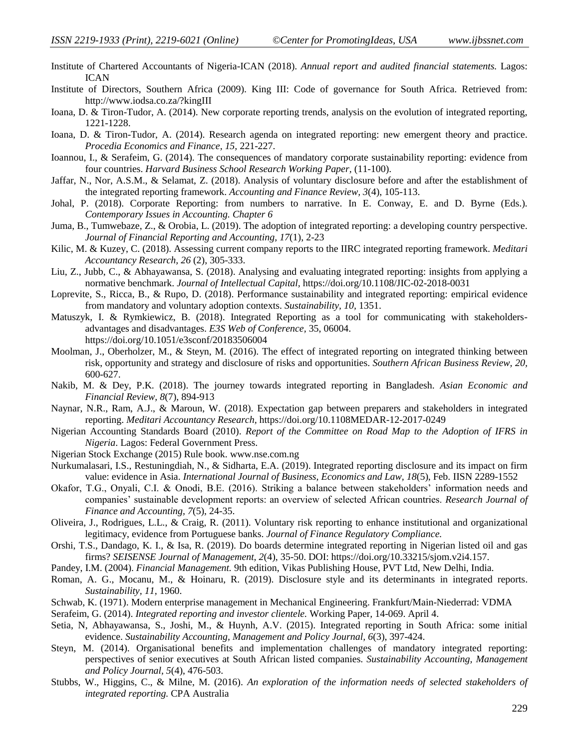Institute of Chartered Accountants of Nigeria-ICAN (2018). *Annual report and audited financial statements.* Lagos: ICAN

Institute of Directors, Southern Africa (2009). King III: Code of governance for South Africa. Retrieved from: http://www.iodsa.co.za/?kingIII

Ioana, D. & Tiron-Tudor, A. (2014). New corporate reporting trends, analysis on the evolution of integrated reporting, 1221-1228.

Ioana, D. & Tiron-Tudor, A. (2014). Research agenda on integrated reporting: new emergent theory and practice. *Procedia Economics and Finance*, *15,* 221-227.

Ioannou, I., & Serafeim, G. (2014). The consequences of mandatory corporate sustainability reporting: evidence from four countries. *Harvard Business School Research Working Paper*, (11-100).

Jaffar, N., Nor, A.S.M., & Selamat, Z. (2018). Analysis of voluntary disclosure before and after the establishment of the integrated reporting framework. *Accounting and Finance Review, 3*(4), 105-113.

Johal, P. (2018). Corporate Reporting: from numbers to narrative. In E. Conway, E. and D. Byrne (Eds.). *Contemporary Issues in Accounting. Chapter 6*

Juma, B., Tumwebaze, Z., & Orobia, L. (2019). The adoption of integrated reporting: a developing country perspective. *Journal of Financial Reporting and Accounting, 17*(1), 2-23

Kilic, M. & Kuzey, C. (2018). Assessing current company reports to the IIRC integrated reporting framework. *Meditari Accountancy Research, 26* (2), 305-333.

Liu, Z., Jubb, C., & Abhayawansa, S. (2018). Analysing and evaluating integrated reporting: insights from applying a normative benchmark. *Journal of Intellectual Capital,* https://doi.org/10.1108/JIC-02-2018-0031

Loprevite, S., Ricca, B., & Rupo, D. (2018). Performance sustainability and integrated reporting: empirical evidence from mandatory and voluntary adoption contexts. *Sustainability*, *10*, 1351.

Matuszyk, I. & Rymkiewicz, B. (2018). Integrated Reporting as a tool for communicating with stakeholders-advantages and disadvantages. *E3S Web of Conference*, 35, 06004. https://doi.org/10.1051/e3sconf/20183506004

Moolman, J., Oberholzer, M., & Steyn, M. (2016). The effect of integrated reporting on integrated thinking between risk, opportunity and strategy and disclosure of risks and opportunities. *Southern African Business Review, 20*, 600-627.

Nakib, M. & Dey, P.K. (2018). The journey towards integrated reporting in Bangladesh. *Asian Economic and Financial Review, 8*(7), 894-913

Naynar, N.R., Ram, A.J., & Maroun, W. (2018). Expectation gap between preparers and stakeholders in integrated reporting. *Meditari Accountancy Research,* https://doi.org/10.1108MEDAR-12-2017-0249

Nigerian Accounting Standards Board (2010). *Report of the Committee on Road Map to the Adoption of IFRS in Nigeria*. Lagos: Federal Government Press.

Nigerian Stock Exchange (2015) Rule book. www.nse.com.ng

Nurkumalasari, I.S., Restuningdiah, N., & Sidharta, E.A. (2019). Integrated reporting disclosure and its impact on firm value: evidence in Asia. *International Journal of Business, Economics and Law, 18*(5), Feb. IISN 2289-1552

Okafor, T.G., Onyali, C.I. & Onodi, B.E. (2016). Striking a balance between stakeholders' information needs and companies' sustainable development reports: an overview of selected African countries. *Research Journal of Finance and Accounting, 7*(5), 24-35.

Oliveira, J., Rodrigues, L.L., & Craig, R. (2011). Voluntary risk reporting to enhance institutional and organizational legitimacy, evidence from Portuguese banks. *Journal of Finance Regulatory Compliance.*

Orshi, T.S., Dandago, K. I., & Isa, R. (2019). Do boards determine integrated reporting in Nigerian listed oil and gas firms? *SEISENSE Journal of Management, 2*(4), 35-50. DOI: https://doi.org/10.33215/sjom.v2i4.157.

Pandey, I.M. (2004). *Financial Management.* 9th edition, Vikas Publishing House, PVT Ltd, New Delhi, India.

Roman, A. G., Mocanu, M., & Hoinaru, R. (2019). Disclosure style and its determinants in integrated reports. *Sustainability, 11,* 1960.

Schwab, K. (1971). Modern enterprise management in Mechanical Engineering. Frankfurt/Main-Niederrad: VDMA

Serafeim, G. (2014). *Integrated reporting and investor clientele.* Working Paper, 14-069. April 4.

Setia, N, Abhayawansa, S., Joshi, M., & Huynh, A.V. (2015). Integrated reporting in South Africa: some initial evidence. *Sustainability Accounting, Management and Policy Journal, 6*(3), 397-424.

Steyn, M. (2014). Organisational benefits and implementation challenges of mandatory integrated reporting: perspectives of senior executives at South African listed companies. *Sustainability Accounting, Management and Policy Journal*, *5*(4), 476-503.

Stubbs, W., Higgins, C., & Milne, M. (2016). *An exploration of the information needs of selected stakeholders of integrated reporting.* CPA Australia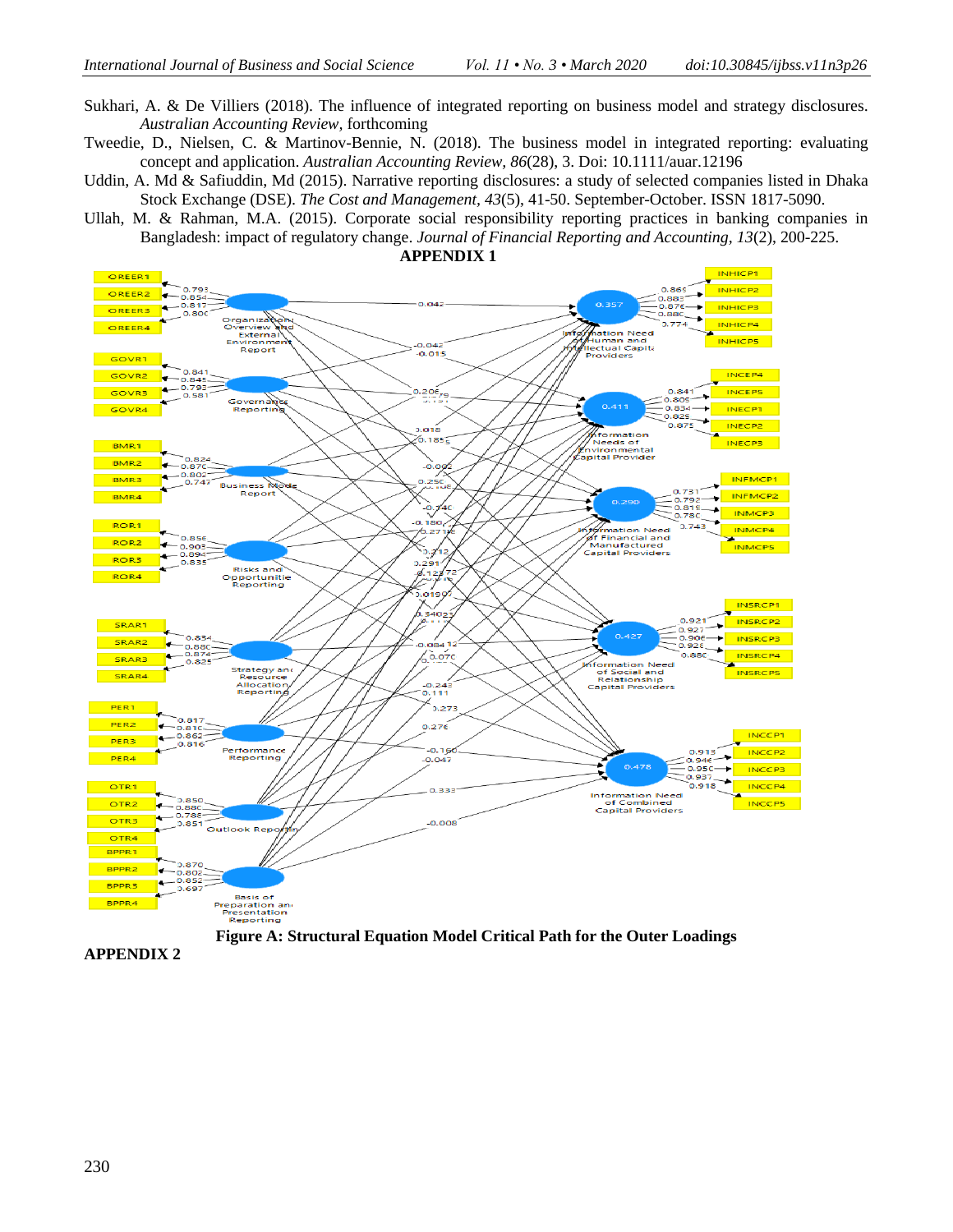Sukhari, A. & De Villiers (2018). The influence of integrated reporting on business model and strategy disclosures. *Australian Accounting Review*, forthcoming

Tweedie, D., Nielsen, C. & Martinov-Bennie, N. (2018). The business model in integrated reporting: evaluating concept and application. *Australian Accounting Review*, *86*(28), 3. Doi: 10.1111/auar.12196

Uddin, A. Md & Safiuddin, Md (2015). Narrative reporting disclosures: a study of selected companies listed in Dhaka Stock Exchange (DSE). *The Cost and Management*, *43*(5), 41-50. September-October. ISSN 1817-5090.

Ullah, M. & Rahman, M.A. (2015). Corporate social responsibility reporting practices in banking companies in Bangladesh: impact of regulatory change. *Journal of Financial Reporting and Accounting*, *13*(2), 200-225.

## APPENDIX 1

**Figure A: Structural Equation Model Critical Path for the Outer Loadings**

## APPENDIX 2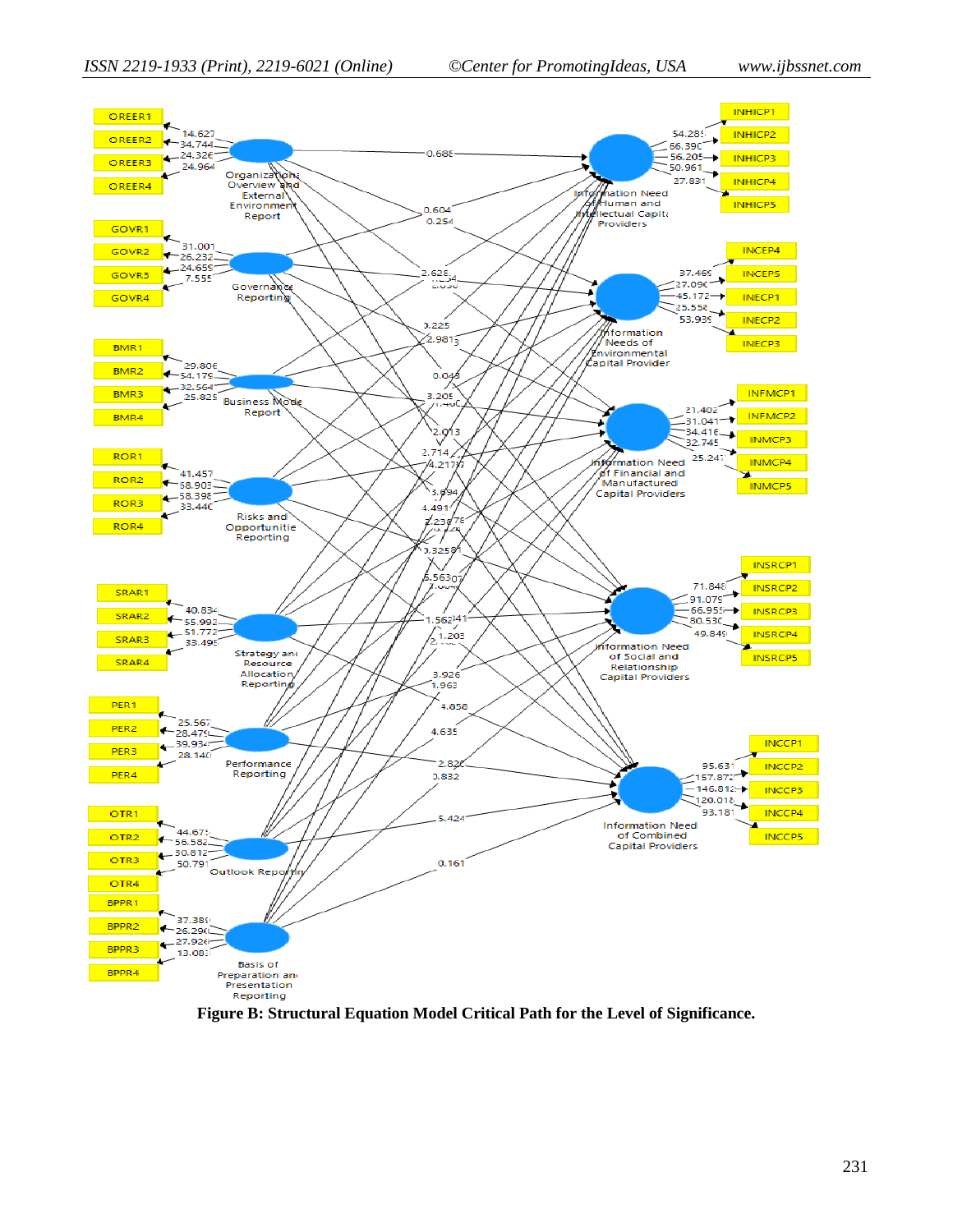Figure B: Structural Equation Model Critical Path for the Level of Significance.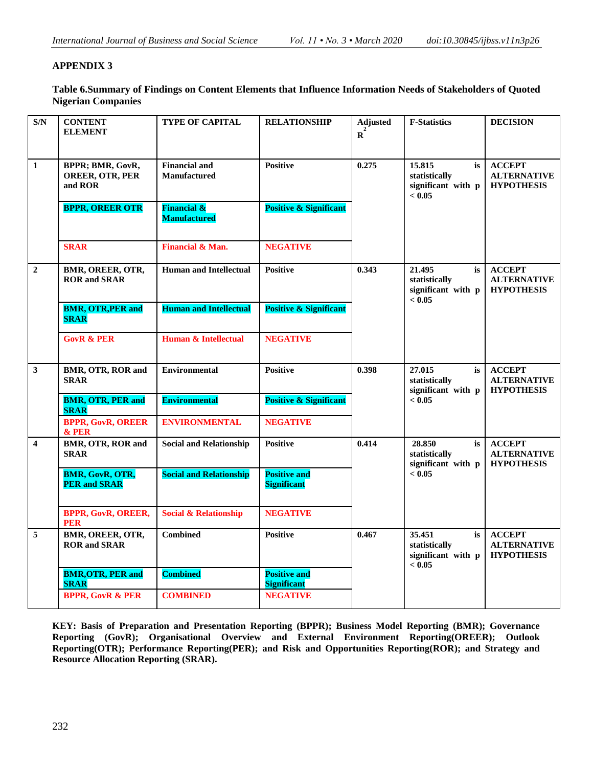## APPENDIX 3

**Table 6.Summary of Findings on Content Elements that Influence Information Needs of Stakeholders of Quoted Nigerian Companies**

| S/N | CONTENT ELEMENT | TYPE OF CAPITAL | RELATIONSHIP | Adjusted $R^2$ | F-Statistics | DECISION |
|---|---|---|---|---|---|---|
| 1 | BPPR; BMR, GovR, OREER, OTR, PER and ROR | Financial and Manufactured | Positive | 0.275 | 15.815 is statistically significant with $p < 0.05$ | ACCEPT ALTERNATIVE HYPOTHESIS |
| | BPPR, OREER OTR | Financial & Manufactured | Positive & Significant | | | |
| | SRAR | Financial & Man. | NEGATIVE | | | |
| 2 | BMR, OREER, OTR, ROR and SRAR | Human and Intellectual | Positive | 0.343 | 21.495 is statistically significant with $p < 0.05$ | ACCEPT ALTERNATIVE HYPOTHESIS |
| | BMR, OTR,PER and SRAR | Human and Intellectual | Positive & Significant | | | |
| | GovR & PER | Human & Intellectual | NEGATIVE | | | |
| 3 | BMR, OTR, ROR and SRAR | Environmental | Positive | 0.398 | 27.015 is statistically significant with $p < 0.05$ | ACCEPT ALTERNATIVE HYPOTHESIS |
| | BMR, OTR, PER and SRAR | Environmental | Positive & Significant | | | |
| | BPPR, GovR, OREER & PER | ENVIRONMENTAL | NEGATIVE | | | |
| 4 | BMR, OTR, ROR and SRAR | Social and Relationship | Positive | 0.414 | 28.850 is statistically significant with $p < 0.05$ | ACCEPT ALTERNATIVE HYPOTHESIS |
| | BMR, GovR, OTR, PER and SRAR | Social and Relationship | Positive and Significant | | | |
| | BPPR, GovR, OREER, PER | Social & Relationship | NEGATIVE | | | |
| 5 | BMR, OREER, OTR, ROR and SRAR | Combined | Positive | 0.467 | 35.451 is statistically significant with $p < 0.05$ | ACCEPT ALTERNATIVE HYPOTHESIS |
| | BMR,OTR, PER and SRAR | Combined | Positive and Significant | | | |
| | BPPR, GovR & PER | COMBINED | NEGATIVE | | | |

**KEY: Basis of Preparation and Presentation Reporting (BPPR); Business Model Reporting (BMR); Governance Reporting (GovR); Organisational Overview and External Environment Reporting(OREER); Outlook Reporting(OTR); Performance Reporting(PER); and Risk and Opportunities Reporting(ROR); and Strategy and Resource Allocation Reporting (SRAR).**